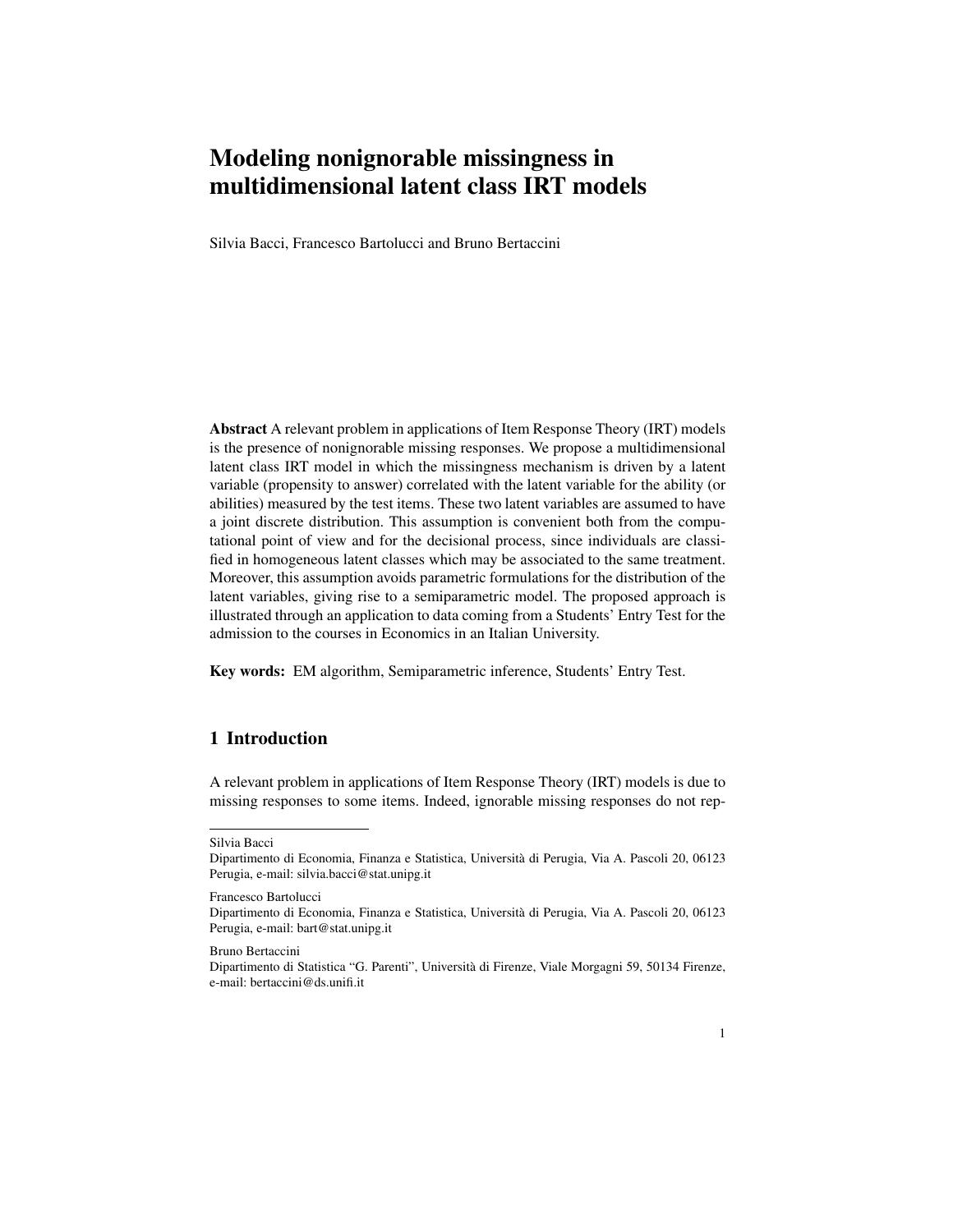# Modeling nonignorable missingness in multidimensional latent class IRT models

Silvia Bacci, Francesco Bartolucci and Bruno Bertaccini

**Abstract** A relevant problem in applications of Item Response Theory (IRT) models is the presence of nonignorable missing responses. We propose a multidimensional latent class IRT model in which the missingness mechanism is driven by a latent variable (propensity to answer) correlated with the latent variable for the ability (or abilities) measured by the test items. These two latent variables are assumed to have a joint discrete distribution. This assumption is convenient both from the computational point of view and for the decisional process, since individuals are classified in homogeneous latent classes which may be associated to the same treatment. Moreover, this assumption avoids parametric formulations for the distribution of the latent variables, giving rise to a semiparametric model. The proposed approach is illustrated through an application to data coming from a Students' Entry Test for the admission to the courses in Economics in an Italian University.

**Key words:** EM algorithm, Semiparametric inference, Students' Entry Test.

## 1 Introduction

A relevant problem in applications of Item Response Theory (IRT) models is due to missing responses to some items. Indeed, ignorable missing responses do not rep-

---

Silvia Bacci
Dipartimento di Economia, Finanza e Statistica, Università di Perugia, Via A. Pascoli 20, 06123 Perugia, e-mail: silvia.bacci@stat.unipg.it

Francesco Bartolucci
Dipartimento di Economia, Finanza e Statistica, Università di Perugia, Via A. Pascoli 20, 06123 Perugia, e-mail: bart@stat.unipg.it

Bruno Bertaccini
Dipartimento di Statistica "G. Parenti", Università di Firenze, Viale Morgagni 59, 50134 Firenze, e-mail: bertaccini@ds.unifi.it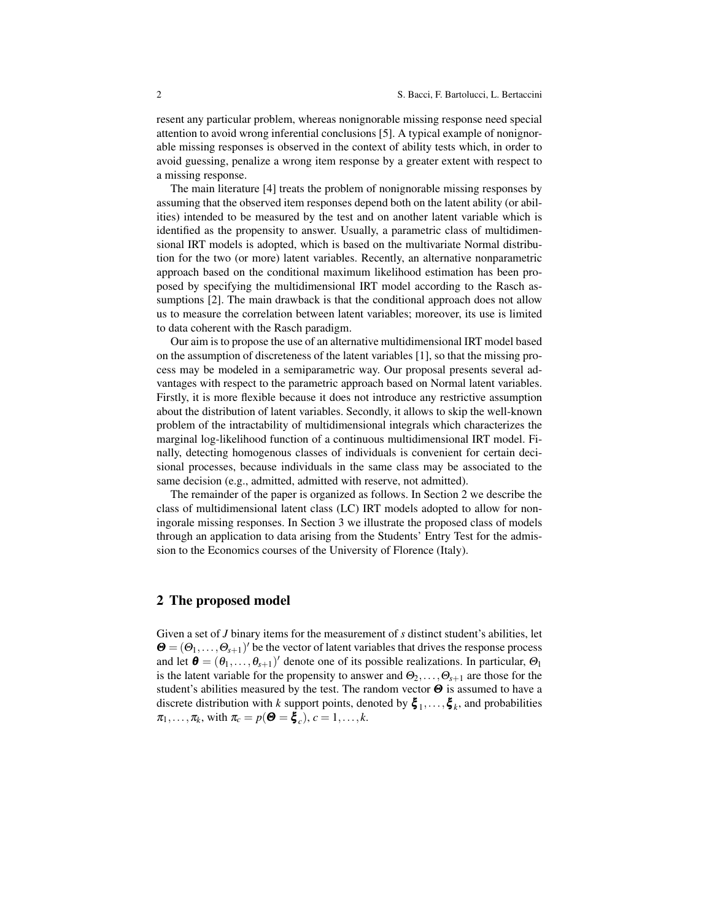resent any particular problem, whereas nonignorable missing response need special attention to avoid wrong inferential conclusions [5]. A typical example of nonignorable missing responses is observed in the context of ability tests which, in order to avoid guessing, penalize a wrong item response by a greater extent with respect to a missing response.

The main literature [4] treats the problem of nonignorable missing responses by assuming that the observed item responses depend both on the latent ability (or abilities) intended to be measured by the test and on another latent variable which is identified as the propensity to answer. Usually, a parametric class of multidimensional IRT models is adopted, which is based on the multivariate Normal distribution for the two (or more) latent variables. Recently, an alternative nonparametric approach based on the conditional maximum likelihood estimation has been proposed by specifying the multidimensional IRT model according to the Rasch assumptions [2]. The main drawback is that the conditional approach does not allow us to measure the correlation between latent variables; moreover, its use is limited to data coherent with the Rasch paradigm.

Our aim is to propose the use of an alternative multidimensional IRT model based on the assumption of discreteness of the latent variables [1], so that the missing process may be modeled in a semiparametric way. Our proposal presents several advantages with respect to the parametric approach based on Normal latent variables. Firstly, it is more flexible because it does not introduce any restrictive assumption about the distribution of latent variables. Secondly, it allows to skip the well-known problem of the intractability of multidimensional integrals which characterizes the marginal log-likelihood function of a continuous multidimensional IRT model. Finally, detecting homogenous classes of individuals is convenient for certain decisional processes, because individuals in the same class may be associated to the same decision (e.g., admitted, admitted with reserve, not admitted).

The remainder of the paper is organized as follows. In Section 2 we describe the class of multidimensional latent class (LC) IRT models adopted to allow for noningorale missing responses. In Section 3 we illustrate the proposed class of models through an application to data arising from the Students' Entry Test for the admission to the Economics courses of the University of Florence (Italy).

## 2 The proposed model

Given a set of $J$ binary items for the measurement of $s$ distinct student's abilities, let $\boldsymbol{\Theta} = (\Theta_1, \ldots, \Theta_{s+1})'$ be the vector of latent variables that drives the response process and let $\boldsymbol{\theta} = (\theta_1, \ldots, \theta_{s+1})'$ denote one of its possible realizations. In particular, $\Theta_1$ is the latent variable for the propensity to answer and $\Theta_2, \ldots, \Theta_{s+1}$ are those for the student's abilities measured by the test. The random vector $\boldsymbol{\Theta}$ is assumed to have a discrete distribution with $k$ support points, denoted by $\boldsymbol{\xi}_1, \ldots, \boldsymbol{\xi}_k$, and probabilities $\pi_1, \ldots, \pi_k$, with $\pi_c = p(\boldsymbol{\Theta} = \boldsymbol{\xi}_c)$, $c = 1, \ldots, k$.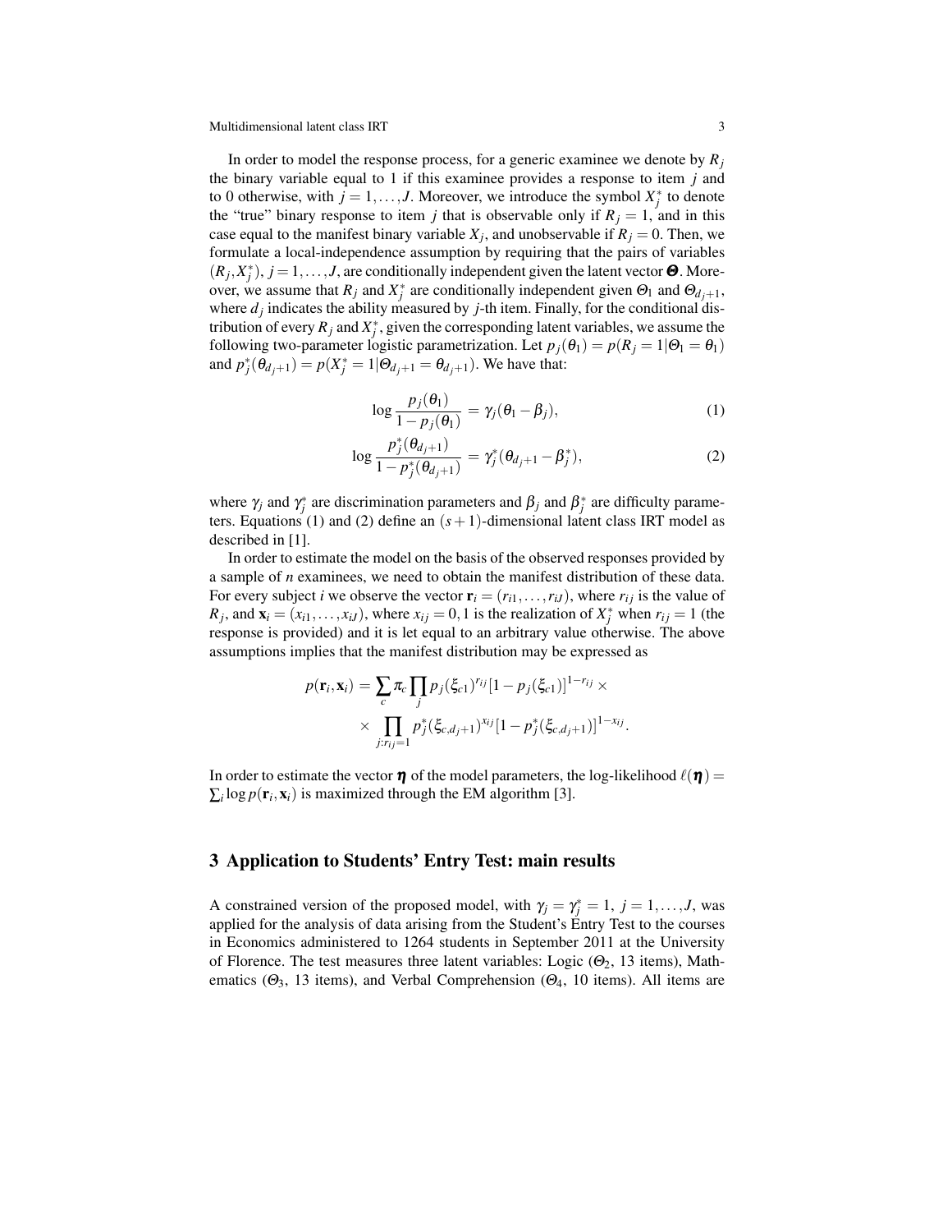In order to model the response process, for a generic examinee we denote by $R_j$ the binary variable equal to 1 if this examinee provides a response to item $j$ and to 0 otherwise, with $j = 1, \ldots, J$. Moreover, we introduce the symbol $X_j^*$ to denote the "true" binary response to item $j$ that is observable only if $R_j = 1$, and in this case equal to the manifest binary variable $X_j$, and unobservable if $R_j = 0$. Then, we formulate a local-independence assumption by requiring that the pairs of variables $(R_j, X_j^*)$, $j = 1, \ldots, J$, are conditionally independent given the latent vector $\boldsymbol{\Theta}$. Moreover, we assume that $R_j$ and $X_j^*$ are conditionally independent given $\Theta_1$ and $\Theta_{d_j+1}$, where $d_j$ indicates the ability measured by $j$-th item. Finally, for the conditional distribution of every $R_j$ and $X_j^*$, given the corresponding latent variables, we assume the following two-parameter logistic parametrization. Let $p_j(\theta_1) = p(R_j = 1|\Theta_1 = \theta_1)$ and $p_j^*(\theta_{d_j+1}) = p(X_j^* = 1|\Theta_{d_j+1} = \theta_{d_j+1})$. We have that:

$$\log \frac{p_j(\theta_1)}{1 - p_j(\theta_1)} = \gamma_j(\theta_1 - \beta_j), \tag{1}$$

$$\log \frac{p_j^*(\theta_{d_j+1})}{1 - p_j^*(\theta_{d_j+1})} = \gamma_j^*(\theta_{d_j+1} - \beta_j^*), \tag{2}$$

where $\gamma_j$ and $\gamma_j^*$ are discrimination parameters and $\beta_j$ and $\beta_j^*$ are difficulty parameters. Equations (1) and (2) define an $(s+1)$-dimensional latent class IRT model as described in [1].

In order to estimate the model on the basis of the observed responses provided by a sample of $n$ examinees, we need to obtain the manifest distribution of these data. For every subject $i$ we observe the vector $\mathbf{r}_i = (r_{i1}, \ldots, r_{iJ})$, where $r_{ij}$ is the value of $R_j$, and $\mathbf{x}_i = (x_{i1}, \ldots, x_{iJ})$, where $x_{ij} = 0, 1$ is the realization of $X_j^*$ when $r_{ij} = 1$ (the response is provided) and it is let equal to an arbitrary value otherwise. The above assumptions implies that the manifest distribution may be expressed as

$$p(\mathbf{r}_i, \mathbf{x}_i) = \sum_c \pi_c \prod_j p_j(\xi_{c1})^{r_{ij}} [1 - p_j(\xi_{c1})]^{1-r_{ij}} \times \\ \times \prod_{j: r_{ij}=1} p_j^*(\xi_{c,d_j+1})^{x_{ij}} [1 - p_j^*(\xi_{c,d_j+1})]^{1-x_{ij}}.$$

In order to estimate the vector $\boldsymbol{\eta}$ of the model parameters, the log-likelihood $\ell(\boldsymbol{\eta}) = \sum_i \log p(\mathbf{r}_i, \mathbf{x}_i)$ is maximized through the EM algorithm [3].

## 3 Application to Students' Entry Test: main results

A constrained version of the proposed model, with $\gamma_j = \gamma_j^* = 1$, $j = 1, \ldots, J$, was applied for the analysis of data arising from the Student's Entry Test to the courses in Economics administered to 1264 students in September 2011 at the University of Florence. The test measures three latent variables: Logic ($\Theta_2$, 13 items), Mathematics ($\Theta_3$, 13 items), and Verbal Comprehension ($\Theta_4$, 10 items). All items are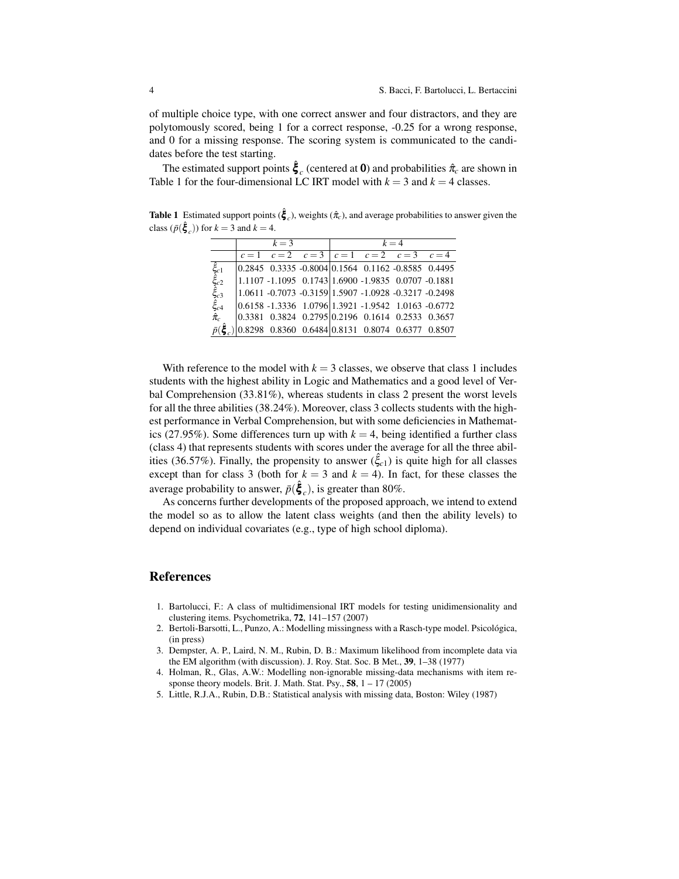of multiple choice type, with one correct answer and four distractors, and they are polytomously scored, being 1 for a correct response, -0.25 for a wrong response, and 0 for a missing response. The scoring system is communicated to the candidates before the test starting.

The estimated support points $\hat{\boldsymbol{\xi}}_c$ (centered at $\mathbf{0}$) and probabilities $\hat{\pi}_c$ are shown in Table 1 for the four-dimensional LC IRT model with $k = 3$ and $k = 4$ classes.

**Table 1** Estimated support points ($\hat{\boldsymbol{\xi}}_c$), weights ($\hat{\pi}_c$), and average probabilities to answer given the class ($\bar{p}(\hat{\boldsymbol{\xi}}_c)$) for $k = 3$ and $k = 4$.

| | $k=3$ | | | $k=4$ | | | |
|---|---|---|---|---|---|---|---|
| | $c=1$ | $c=2$ | $c=3$ | $c=1$ | $c=2$ | $c=3$ | $c=4$ |
| $\hat{\xi}_{c1}$ | 0.2845 | 0.3335 | -0.8004 | 0.1564 | 0.1162 | -0.8585 | 0.4495 |
| $\hat{\xi}_{c2}$ | 1.1107 | -1.1095 | 0.1743 | 1.6900 | -1.9835 | 0.0707 | -0.1881 |
| $\hat{\xi}_{c3}$ | 1.0611 | -0.7073 | -0.3159 | 1.5907 | -1.0928 | -0.3217 | -0.2498 |
| $\hat{\xi}_{c4}$ | 0.6158 | -1.3336 | 1.0796 | 1.3921 | -1.9542 | 1.0163 | -0.6772 |
| $\hat{\pi}_c$ | 0.3381 | 0.3824 | 0.2795 | 0.2196 | 0.1614 | 0.2533 | 0.3657 |
| $\bar{p}(\hat{\boldsymbol{\xi}}_c)$ | 0.8298 | 0.8360 | 0.6484 | 0.8131 | 0.8074 | 0.6377 | 0.8507 |

With reference to the model with $k = 3$ classes, we observe that class 1 includes students with the highest ability in Logic and Mathematics and a good level of Verbal Comprehension (33.81%), whereas students in class 2 present the worst levels for all the three abilities (38.24%). Moreover, class 3 collects students with the highest performance in Verbal Comprehension, but with some deficiencies in Mathematics (27.95%). Some differences turn up with $k = 4$, being identified a further class (class 4) that represents students with scores under the average for all the three abilities (36.57%). Finally, the propensity to answer ($\hat{\xi}_{c1}$) is quite high for all classes except than for class 3 (both for $k = 3$ and $k = 4$). In fact, for these classes the average probability to answer, $\bar{p}(\hat{\boldsymbol{\xi}}_c)$, is greater than 80%.

As concerns further developments of the proposed approach, we intend to extend the model so as to allow the latent class weights (and then the ability levels) to depend on individual covariates (e.g., type of high school diploma).

## References

1. Bartolucci, F.: A class of multidimensional IRT models for testing unidimensionality and clustering items. Psychometrika, **72**, 141–157 (2007)
2. Bertoli-Barsotti, L., Punzo, A.: Modelling missingness with a Rasch-type model. Psicológica, (in press)
3. Dempster, A. P., Laird, N. M., Rubin, D. B.: Maximum likelihood from incomplete data via the EM algorithm (with discussion). J. Roy. Stat. Soc. B Met., **39**, 1–38 (1977)
4. Holman, R., Glas, A.W.: Modelling non-ignorable missing-data mechanisms with item response theory models. Brit. J. Math. Stat. Psy., **58**, 1 – 17 (2005)
5. Little, R.J.A., Rubin, D.B.: Statistical analysis with missing data, Boston: Wiley (1987)